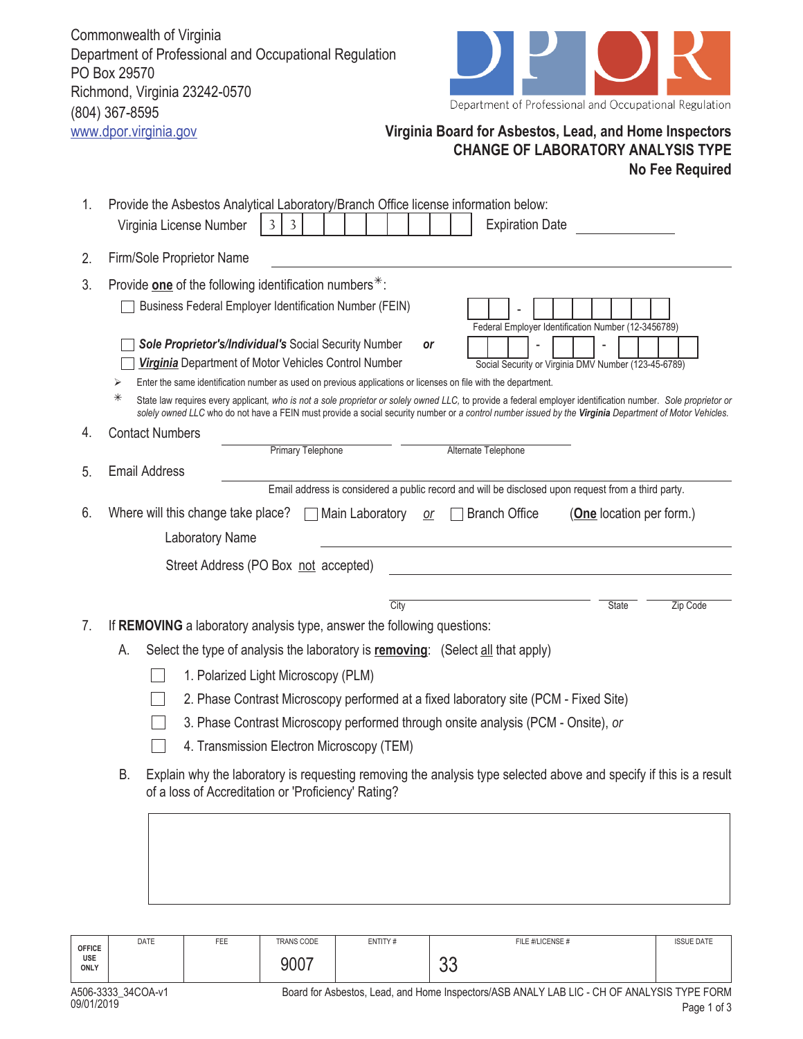Commonwealth of Virginia
Department of Professional and Occupational Regulation
PO Box 29570
Richmond, Virginia 23242-0570
(804) 367-8595
www.dpor.virginia.gov

DPOR
Department of Professional and Occupational Regulation

# Virginia Board for Asbestos, Lead, and Home Inspectors
## CHANGE OF LABORATORY ANALYSIS TYPE
**No Fee Required**

1. Provide the Asbestos Analytical Laboratory/Branch Office license information below:
   Virginia License Number 3 3 ______ Expiration Date ______

2. Firm/Sole Proprietor Name ______

3. Provide **one** of the following identification numbers*:
   - ☐ Business Federal Employer Identification Number (FEIN) __ __ - __ __ __ __ __ __ __
     Federal Employer Identification Number (12-3456789)
   - ☐ ***Sole Proprietor's/Individual's*** Social Security Number ***or***
   - ☐ ***Virginia*** Department of Motor Vehicles Control Number __ __ __ - __ __ - __ __ __ __
     Social Security or Virginia DMV Number (123-45-6789)

   ➢ Enter the same identification number as used on previous applications or licenses on file with the department.

   * State law requires every applicant, *who is not a sole proprietor or solely owned LLC,* to provide a federal employer identification number. *Sole proprietor or solely owned LLC who do not have a FEIN must provide a social security number or a control number issued by the **Virginia** Department of Motor Vehicles.*

4. Contact Numbers ______ Primary Telephone ______ Alternate Telephone

5. Email Address ______
   Email address is considered a public record and will be disclosed upon request from a third party.

6. Where will this change take place? ☐ Main Laboratory *or* ☐ Branch Office (**One** location per form.)
   Laboratory Name ______
   Street Address (PO Box not accepted) ______
   ______ City ______ State ______ Zip Code

7. If **REMOVING** a laboratory analysis type, answer the following questions:
   A. Select the type of analysis the laboratory is **removing**: (Select all that apply)
      - ☐ 1. Polarized Light Microscopy (PLM)
      - ☐ 2. Phase Contrast Microscopy performed at a fixed laboratory site (PCM - Fixed Site)
      - ☐ 3. Phase Contrast Microscopy performed through onsite analysis (PCM - Onsite), *or*
      - ☐ 4. Transmission Electron Microscopy (TEM)

   B. Explain why the laboratory is requesting removing the analysis type selected above and specify if this is a result of a loss of Accreditation or 'Proficiency' Rating?

| OFFICE USE ONLY | DATE | FEE | TRANS CODE | ENTITY # | FILE #/LICENSE # | ISSUE DATE |
|---|---|---|---|---|---|---|
| | | | 9007 | | 33 | |

A506-3333_34COA-v1
09/01/2019

Board for Asbestos, Lead, and Home Inspectors/ASB ANALY LAB LIC - CH OF ANALYSIS TYPE FORM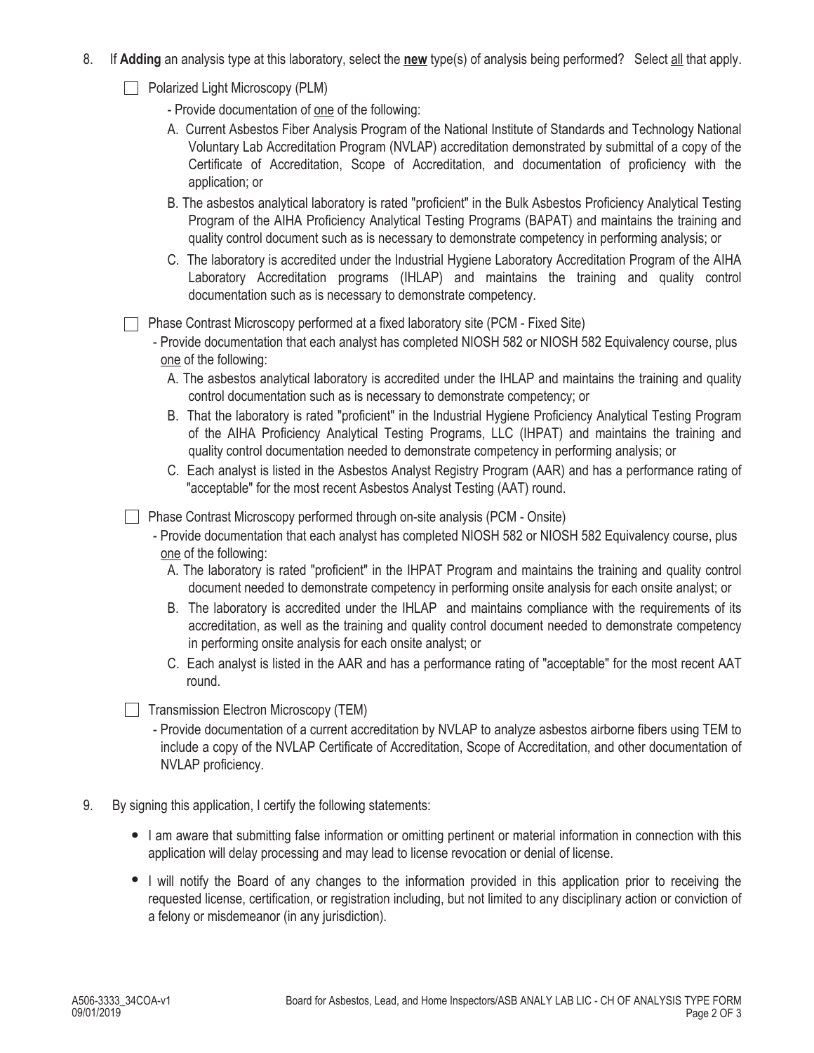8. If **Adding** an analysis type at this laboratory, select the **new** type(s) of analysis being performed? Select all that apply.

☐ Polarized Light Microscopy (PLM)

- Provide documentation of one of the following:

A. Current Asbestos Fiber Analysis Program of the National Institute of Standards and Technology National Voluntary Lab Accreditation Program (NVLAP) accreditation demonstrated by submittal of a copy of the Certificate of Accreditation, Scope of Accreditation, and documentation of proficiency with the application; or

B. The asbestos analytical laboratory is rated "proficient" in the Bulk Asbestos Proficiency Analytical Testing Program of the AIHA Proficiency Analytical Testing Programs (BAPAT) and maintains the training and quality control document such as is necessary to demonstrate competency in performing analysis; or

C. The laboratory is accredited under the Industrial Hygiene Laboratory Accreditation Program of the AIHA Laboratory Accreditation programs (IHLAP) and maintains the training and quality control documentation such as is necessary to demonstrate competency.

☐ Phase Contrast Microscopy performed at a fixed laboratory site (PCM - Fixed Site)

- Provide documentation that each analyst has completed NIOSH 582 or NIOSH 582 Equivalency course, plus one of the following:

A. The asbestos analytical laboratory is accredited under the IHLAP and maintains the training and quality control documentation such as is necessary to demonstrate competency; or

B. That the laboratory is rated "proficient" in the Industrial Hygiene Proficiency Analytical Testing Program of the AIHA Proficiency Analytical Testing Programs, LLC (IHPAT) and maintains the training and quality control documentation needed to demonstrate competency in performing analysis; or

C. Each analyst is listed in the Asbestos Analyst Registry Program (AAR) and has a performance rating of "acceptable" for the most recent Asbestos Analyst Testing (AAT) round.

☐ Phase Contrast Microscopy performed through on-site analysis (PCM - Onsite)

- Provide documentation that each analyst has completed NIOSH 582 or NIOSH 582 Equivalency course, plus one of the following:

A. The laboratory is rated "proficient" in the IHPAT Program and maintains the training and quality control document needed to demonstrate competency in performing onsite analysis for each onsite analyst; or

B. The laboratory is accredited under the IHLAP and maintains compliance with the requirements of its accreditation, as well as the training and quality control document needed to demonstrate competency in performing onsite analysis for each onsite analyst; or

C. Each analyst is listed in the AAR and has a performance rating of "acceptable" for the most recent AAT round.

☐ Transmission Electron Microscopy (TEM)

- Provide documentation of a current accreditation by NVLAP to analyze asbestos airborne fibers using TEM to include a copy of the NVLAP Certificate of Accreditation, Scope of Accreditation, and other documentation of NVLAP proficiency.

9. By signing this application, I certify the following statements:

- I am aware that submitting false information or omitting pertinent or material information in connection with this application will delay processing and may lead to license revocation or denial of license.
- I will notify the Board of any changes to the information provided in this application prior to receiving the requested license, certification, or registration including, but not limited to any disciplinary action or conviction of a felony or misdemeanor (in any jurisdiction).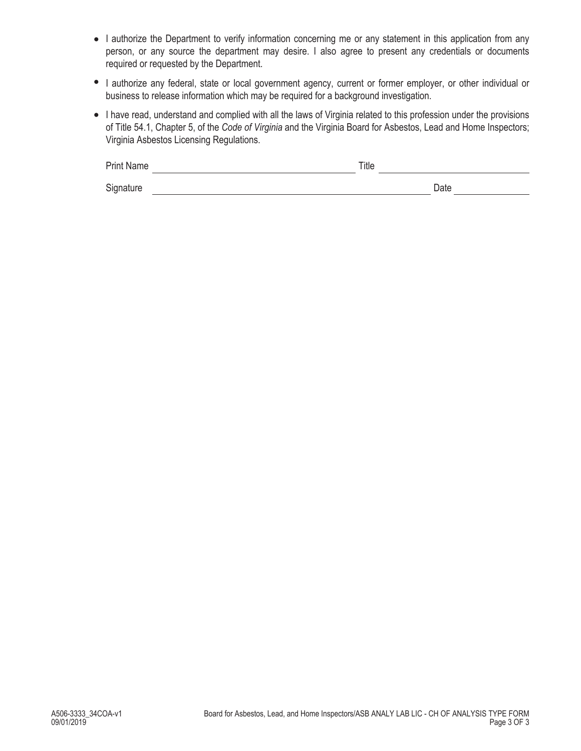- I authorize the Department to verify information concerning me or any statement in this application from any person, or any source the department may desire. I also agree to present any credentials or documents required or requested by the Department.
- I authorize any federal, state or local government agency, current or former employer, or other individual or business to release information which may be required for a background investigation.
- I have read, understand and complied with all the laws of Virginia related to this profession under the provisions of Title 54.1, Chapter 5, of the *Code of Virginia* and the Virginia Board for Asbestos, Lead and Home Inspectors; Virginia Asbestos Licensing Regulations.

Print Name ______________________________ Title ______________________

Signature ________________________________________ Date ____________

A506-3333_34COA-v1
09/01/2019

Board for Asbestos, Lead, and Home Inspectors/ASB ANALY LAB LIC - CH OF ANALYSIS TYPE FORM